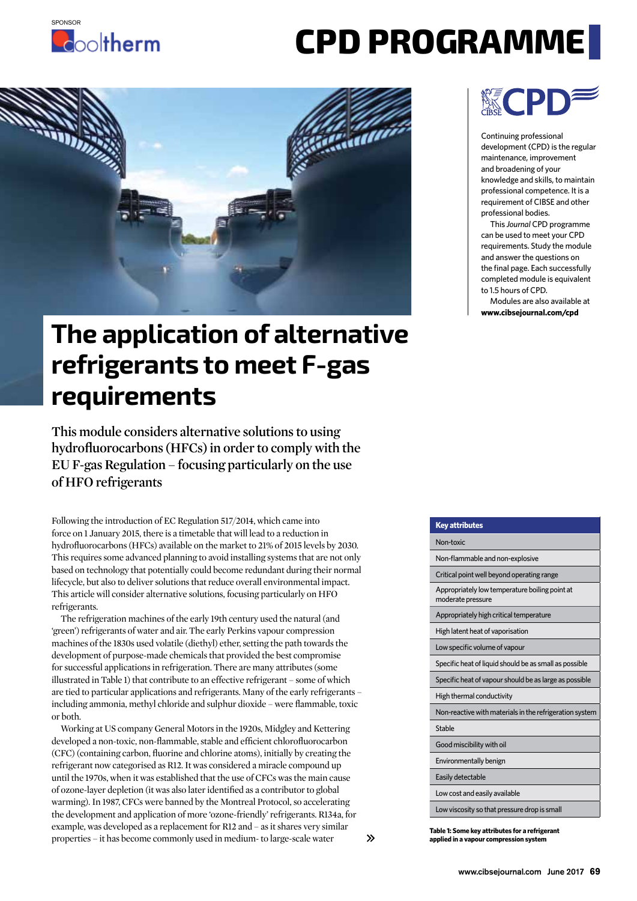SPONSOR

Cooltherm

# CPD PROGRAMME

CIBSE CPD

Continuing professional development (CPD) is the regular maintenance, improvement and broadening of your knowledge and skills, to maintain professional competence. It is a requirement of CIBSE and other professional bodies.

This *Journal* CPD programme can be used to meet your CPD requirements. Study the module and answer the questions on the final page. Each successfully completed module is equivalent to 1.5 hours of CPD.

Modules are also available at **www.cibsejournal.com/cpd**

# The application of alternative refrigerants to meet F-gas requirements

## This module considers alternative solutions to using hydrofluorocarbons (HFCs) in order to comply with the EU F-gas Regulation – focusing particularly on the use of HFO refrigerants

Following the introduction of EC Regulation 517/2014, which came into force on 1 January 2015, there is a timetable that will lead to a reduction in hydrofluorocarbons (HFCs) available on the market to 21% of 2015 levels by 2030. This requires some advanced planning to avoid installing systems that are not only based on technology that potentially could become redundant during their normal lifecycle, but also to deliver solutions that reduce overall environmental impact. This article will consider alternative solutions, focusing particularly on HFO refrigerants.

The refrigeration machines of the early 19th century used the natural (and 'green') refrigerants of water and air. The early Perkins vapour compression machines of the 1830s used volatile (diethyl) ether, setting the path towards the development of purpose-made chemicals that provided the best compromise for successful applications in refrigeration. There are many attributes (some illustrated in Table 1) that contribute to an effective refrigerant – some of which are tied to particular applications and refrigerants. Many of the early refrigerants – including ammonia, methyl chloride and sulphur dioxide – were flammable, toxic or both.

Working at US company General Motors in the 1920s, Midgley and Kettering developed a non-toxic, non-flammable, stable and efficient chlorofluorocarbon (CFC) (containing carbon, fluorine and chlorine atoms), initially by creating the refrigerant now categorised as R12. It was considered a miracle compound up until the 1970s, when it was established that the use of CFCs was the main cause of ozone-layer depletion (it was also later identified as a contributor to global warming). In 1987, CFCs were banned by the Montreal Protocol, so accelerating the development and application of more 'ozone-friendly' refrigerants. R134a, for example, was developed as a replacement for R12 and – as it shares very similar properties – it has become commonly used in medium- to large-scale water

| Key attributes |
|---|
| Non-toxic |
| Non-flammable and non-explosive |
| Critical point well beyond operating range |
| Appropriately low temperature boiling point at moderate pressure |
| Appropriately high critical temperature |
| High latent heat of vaporisation |
| Low specific volume of vapour |
| Specific heat of liquid should be as small as possible |
| Specific heat of vapour should be as large as possible |
| High thermal conductivity |
| Non-reactive with materials in the refrigeration system |
| Stable |
| Good miscibility with oil |
| Environmentally benign |
| Easily detectable |
| Low cost and easily available |
| Low viscosity so that pressure drop is small |

**Table 1: Some key attributes for a refrigerant applied in a vapour compression system**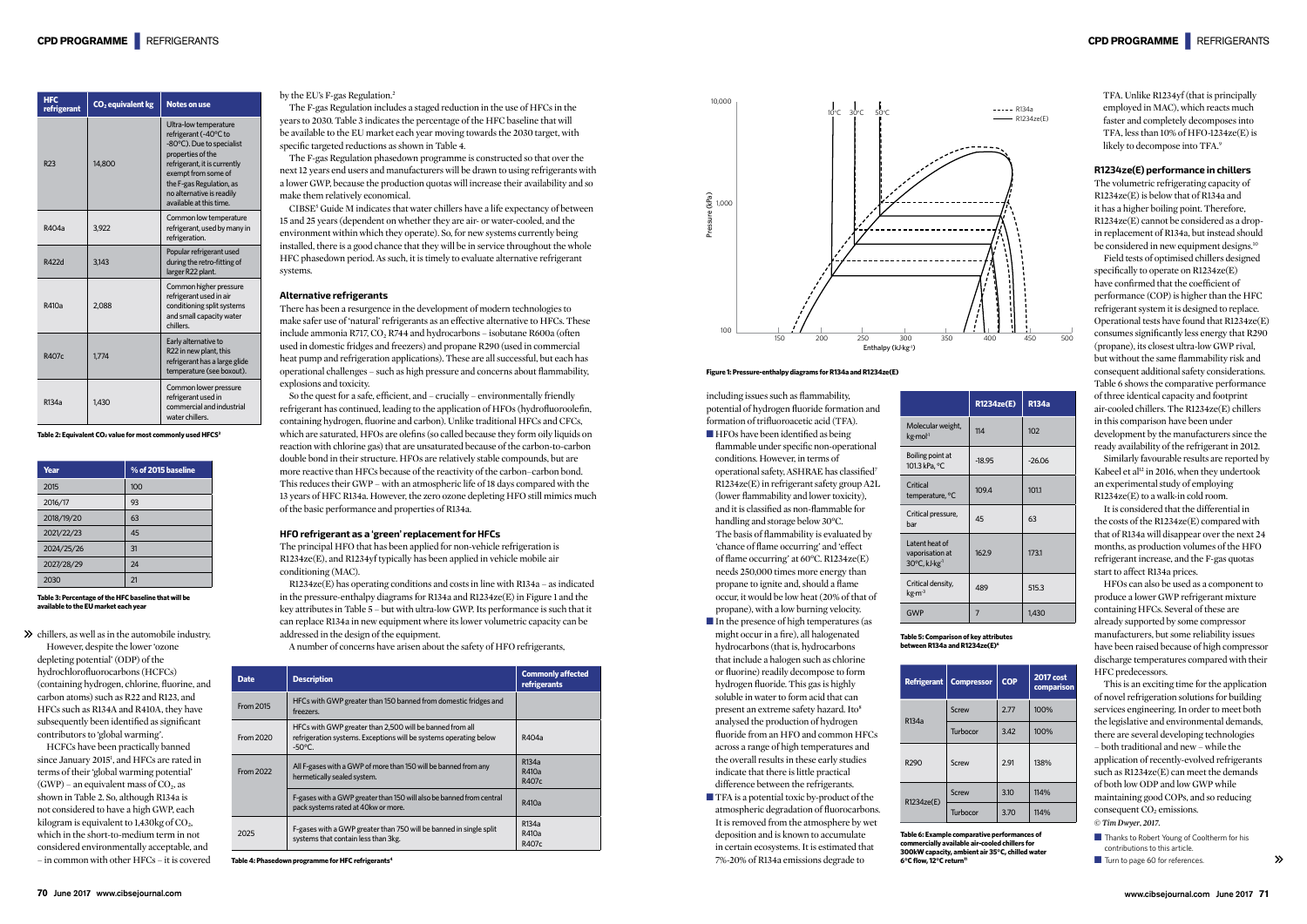| HFC refrigerant | $CO_2$ equivalent kg | Notes on use |
|---|---|---|
| R23 | 14,800 | Ultra-low temperature refrigerant (-40°C to -80°C). Due to specialist properties of the refrigerant, it is currently exempt from some of the F-gas Regulation, as no alternative is readily available at this time. |
| R404a | 3,922 | Common low temperature refrigerant, used by many in refrigeration. |
| R422d | 3,143 | Popular refrigerant used during the retro-fitting of larger R22 plant. |
| R410a | 2,088 | Common higher pressure refrigerant used in air conditioning split systems and small capacity water chillers. |
| R407c | 1,774 | Early alternative to R22 in new plant, this refrigerant has a large glide temperature (see boxout). |
| R134a | 1,430 | Common lower pressure refrigerant used in commercial and industrial water chillers. |

Table 2: Equivalent $CO_2$ value for most commonly used HFCs[3]

| Year | % of 2015 baseline |
|---|---|
| 2015 | 100 |
| 2016/17 | 93 |
| 2018/19/20 | 63 |
| 2021/22/23 | 45 |
| 2024/25/26 | 31 |
| 2027/28/29 | 24 |
| 2030 | 21 |

Table 3: Percentage of the HFC baseline that will be available to the EU market each year

chillers, as well as in the automobile industry.

However, despite the lower 'ozone depleting potential' (ODP) of the hydrochlorofluorocarbons (HCFCs) (containing hydrogen, chlorine, fluorine, and carbon atoms) such as R22 and R123, and HFCs such as R134A and R410A, they have subsequently been identified as significant contributors to 'global warming'.

HCFCs have been practically banned since January 2015[1], and HFCs are rated in terms of their 'global warming potential' (GWP) – an equivalent mass of $CO_2$, as shown in Table 2. So, although R134a is not considered to have a high GWP, each kilogram is equivalent to 1,430kg of $CO_2$, which in the short-to-medium term in not considered environmentally acceptable, and – in common with other HFCs – it is covered by the EU's F-gas Regulation.[2]

The F-gas Regulation includes a staged reduction in the use of HFCs in the years to 2030. Table 3 indicates the percentage of the HFC baseline that will be available to the EU market each year moving towards the 2030 target, with specific targeted reductions as shown in Table 4.

The F-gas Regulation phasedown programme is constructed so that over the next 12 years end users and manufacturers will be drawn to using refrigerants with a lower GWP, because the production quotas will increase their availability and so make them relatively economical.

CIBSE[5] Guide M indicates that water chillers have a life expectancy of between 15 and 25 years (dependent on whether they are air- or water-cooled, and the environment within which they operate). So, for new systems currently being installed, there is a good chance that they will be in service throughout the whole HFC phasedown period. As such, it is timely to evaluate alternative refrigerant systems.

### Alternative refrigerants

There has been a resurgence in the development of modern technologies to make safer use of 'natural' refrigerants as an effective alternative to HFCs. These include ammonia R717, $CO_2$ R744 and hydrocarbons – isobutane R600a (often used in domestic fridges and freezers) and propane R290 (used in commercial heat pump and refrigeration applications). These are all successful, but each has operational challenges – such as high pressure and concerns about flammability, explosions and toxicity.

So the quest for a safe, efficient, and – crucially – environmentally friendly refrigerant has continued, leading to the application of HFOs (hydrofluoroolefin, containing hydrogen, fluorine and carbon). Unlike traditional HFCs and CFCs, which are saturated, HFOs are olefins (so called because they form oily liquids on reaction with chlorine gas) that are unsaturated because of the carbon-to-carbon double bond in their structure. HFOs are relatively stable compounds, but are more reactive than HFCs because of the reactivity of the carbon–carbon bond. This reduces their GWP – with an atmospheric life of 18 days compared with the 13 years of HFC R134a. However, the zero ozone depleting HFO still mimics much of the basic performance and properties of R134a.

### HFO refrigerant as a 'green' replacement for HFCs

The principal HFO that has been applied for non-vehicle refrigeration is R1234ze(E), and R1234yf typically has been applied in vehicle mobile air conditioning (MAC).

R1234ze(E) has operating conditions and costs in line with R134a – as indicated in the pressure-enthalpy diagrams for R134a and R1234ze(E) in Figure 1 and the key attributes in Table 5 – but with ultra-low GWP. Its performance is such that it can replace R134a in new equipment where its lower volumetric capacity can be addressed in the design of the equipment.

A number of concerns have arisen about the safety of HFO refrigerants,

| Date | Description | Commonly affected refrigerants |
|---|---|---|
| From 2015 | HFCs with GWP greater than 150 banned from domestic fridges and freezers. | |
| From 2020 | HFCs with GWP greater than 2,500 will be banned from all refrigeration systems. Exceptions will be systems operating below -50°C. | R404a |
| From 2022 | All F-gases with a GWP of more than 150 will be banned from any hermetically sealed system. | R134a R410a R407c |
| | F-gases with a GWP greater than 150 will also be banned from central pack systems rated at 40kw or more. | R410a |
| 2025 | F-gases with a GWP greater than 750 will be banned in single split systems that contain less than 3kg. | R134a R410a R407c |

Table 4: Phasedown programme for HFC refrigerants[4]

Figure 1: Pressure-enthalpy diagrams for R134a and R1234ze(E)

including issues such as flammability, potential of hydrogen fluoride formation and formation of trifluoroacetic acid (TFA).

- HFOs have been identified as being flammable under specific non-operational conditions. However, in terms of operational safety, ASHRAE has classified[7] R1234ze(E) in refrigerant safety group A2L (lower flammability and lower toxicity), and it is classified as non-flammable for handling and storage below 30°C. The basis of flammability is evaluated by 'chance of flame occurring' and 'effect of flame occurring' at 60°C. R1234ze(E) needs 250,000 times more energy than propane to ignite and, should a flame occur, it would be low heat (20% of that of propane), with a low burning velocity.
- In the presence of high temperatures (as might occur in a fire), all halogenated hydrocarbons (that is, hydrocarbons that include a halogen such as chlorine or fluorine) readily decompose to form hydrogen fluoride. This gas is highly soluble in water to form acid that can present an extreme safety hazard. Ito[8] analysed the production of hydrogen fluoride from an HFO and common HFCs across a range of high temperatures and the overall results in these early studies indicate that there is little practical difference between the refrigerants.
- TFA is a potential toxic by-product of the atmospheric degradation of fluorocarbons. It is removed from the atmosphere by wet deposition and is known to accumulate in certain ecosystems. It is estimated that 7%-20% of R134a emissions degrade to TFA. Unlike R1234yf (that is principally employed in MAC), which reacts much faster and completely decomposes into TFA, less than 10% of HFO-1234ze(E) is likely to decompose into TFA.[9]

| | R1234ze(E) | R134a |
|---|---|---|
| Molecular weight, kg·mol⁻¹ | 114 | 102 |
| Boiling point at 101.3 kPa, °C | -18.95 | -26.06 |
| Critical temperature, °C | 109.4 | 101.1 |
| Critical pressure, bar | 45 | 63 |
| Latent heat of vaporisation at 30°C, kJ·kg⁻¹ | 162.9 | 173.1 |
| Critical density, kg·m⁻³ | 489 | 515.3 |
| GWP | 7 | 1,430 |

Table 5: Comparison of key attributes between R134a and R1234ze(E)[6]

| Refrigerant | Compressor | COP | 2017 cost comparison |
|---|---|---|---|
| R134a | Screw | 2.77 | 100% |
| | Turbocor | 3.42 | 100% |
| R290 | Screw | 2.91 | 138% |
| R1234ze(E) | Screw | 3.10 | 114% |
| | Turbocor | 3.70 | 114% |

Table 6: Example comparative performances of commercially available air-cooled chillers for 300kW capacity, ambient air 35°C, chilled water 6°C flow, 12°C return[11]

### R1234ze(E) performance in chillers

The volumetric refrigerating capacity of R1234ze(E) is below that of R134a and it has a higher boiling point. Therefore, R1234ze(E) cannot be considered as a drop-in replacement of R134a, but instead should be considered in new equipment designs.[10]

Field tests of optimised chillers designed specifically to operate on R1234ze(E) have confirmed that the coefficient of performance (COP) is higher than the HFC refrigerant system it is designed to replace. Operational tests have found that R1234ze(E) consumes significantly less energy that R290 (propane), its closest ultra-low GWP rival, but without the same flammability risk and consequent additional safety considerations. Table 6 shows the comparative performance of three identical capacity and footprint air-cooled chillers. The R1234ze(E) chillers in this comparison have been under development by the manufacturers since the ready availability of the refrigerant in 2012.

Similarly favourable results are reported by Kabeel et al[12] in 2016, when they undertook an experimental study of employing R1234ze(E) to a walk-in cold room.

It is considered that the differential in the costs of the R1234ze(E) compared with that of R134a will disappear over the next 24 months, as production volumes of the HFO refrigerant increase, and the F-gas quotas start to affect R134a prices.

HFOs can also be used as a component to produce a lower GWP refrigerant mixture containing HFCs. Several of these are already supported by some compressor manufacturers, but some reliability issues have been raised because of high compressor discharge temperatures compared with their HFC predecessors.

This is an exciting time for the application of novel refrigeration solutions for building services engineering. In order to meet both the legislative and environmental demands, there are several developing technologies – both traditional and new – while the application of recently-evolved refrigerants such as R1234ze(E) can meet the demands of both low ODP and low GWP while maintaining good COPs, and so reducing consequent $CO_2$ emissions.

*© Tim Dwyer, 2017.*

- Thanks to Robert Young of Coolltherm for his contributions to this article.
- Turn to page 60 for references.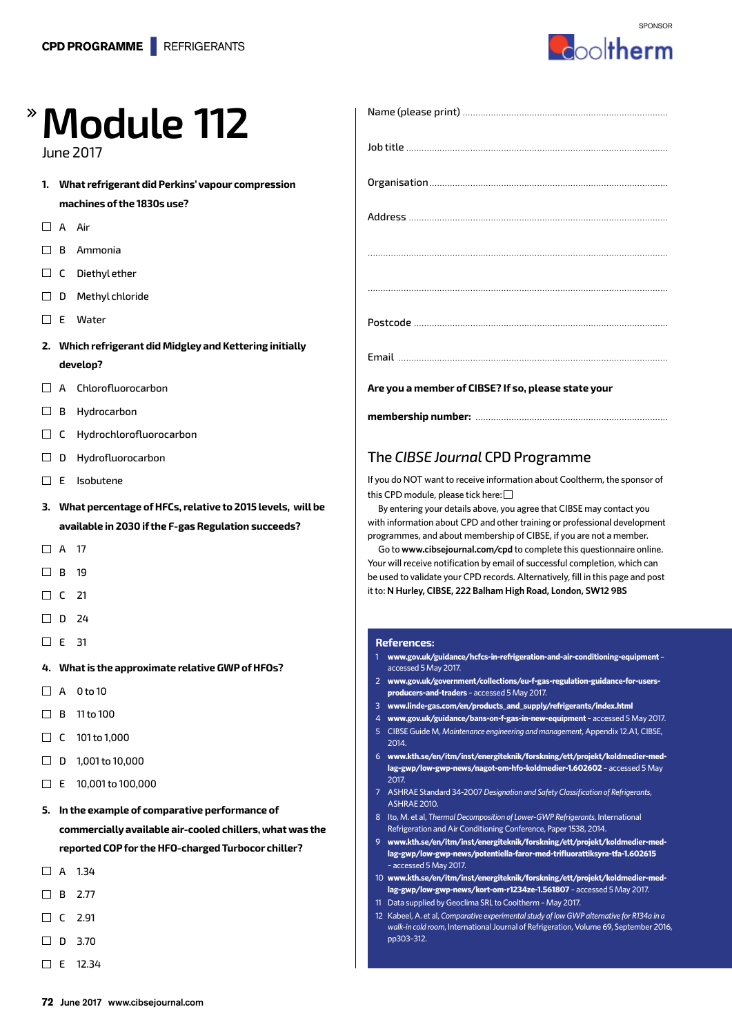SPONSOR

Cooltherm

# Module 112

June 2017

1. **What refrigerant did Perkins' vapour compression machines of the 1830s use?**

- ☐ A Air
- ☐ B Ammonia
- ☐ C Diethyl ether
- ☐ D Methyl chloride
- ☐ E Water

2. **Which refrigerant did Midgley and Kettering initially develop?**

- ☐ A Chlorofluorocarbon
- ☐ B Hydrocarbon
- ☐ C Hydrochlorofluorocarbon
- ☐ D Hydrofluorocarbon
- ☐ E Isobutene

3. **What percentage of HFCs, relative to 2015 levels, will be available in 2030 if the F-gas Regulation succeeds?**

- ☐ A 17
- ☐ B 19
- ☐ C 21
- ☐ D 24
- ☐ E 31

4. **What is the approximate relative GWP of HFOs?**

- ☐ A 0 to 10
- ☐ B 11 to 100
- ☐ C 101 to 1,000
- ☐ D 1,001 to 10,000
- ☐ E 10,001 to 100,000

5. **In the example of comparative performance of commercially available air-cooled chillers, what was the reported COP for the HFO-charged Turbocor chiller?**

- ☐ A 1.34
- ☐ B 2.77
- ☐ C 2.91
- ☐ D 3.70
- ☐ E 12.34

Name (please print) ..................................................

Job title ..................................................

Organisation ..................................................

Address ..................................................

..................................................

..................................................

Postcode ..................................................

Email ..................................................

**Are you a member of CIBSE? If so, please state your membership number:** ..................................................

## The *CIBSE Journal* CPD Programme

If you do NOT want to receive information about Cooltherm, the sponsor of this CPD module, please tick here: ☐

By entering your details above, you agree that CIBSE may contact you with information about CPD and other training or professional development programmes, and about membership of CIBSE, if you are not a member.

Go to **www.cibsejournal.com/cpd** to complete this questionnaire online. Your will receive notification by email of successful completion, which can be used to validate your CPD records. Alternatively, fill in this page and post it to: **N Hurley, CIBSE, 222 Balham High Road, London, SW12 9BS**

**References:**

1. **www.gov.uk/guidance/hcfcs-in-refrigeration-and-air-conditioning-equipment** – accessed 5 May 2017.
2. **www.gov.uk/government/collections/eu-f-gas-regulation-guidance-for-users-producers-and-traders** – accessed 5 May 2017.
3. **www.linde-gas.com/en/products_and_supply/refrigerants/index.html**
4. **www.gov.uk/guidance/bans-on-f-gas-in-new-equipment** – accessed 5 May 2017.
5. CIBSE Guide M, *Maintenance engineering and management*, Appendix 12.A1, CIBSE, 2014.
6. **www.kth.se/en/itm/inst/energiteknik/forskning/ett/projekt/koldmedier-med-lag-gwp/low-gwp-news/nagot-om-hfo-koldmedier-1.602602** – accessed 5 May 2017.
7. ASHRAE Standard 34-2007 *Designation and Safety Classification of Refrigerants*, ASHRAE 2010.
8. Ito, M. et al, *Thermal Decomposition of Lower-GWP Refrigerants*, International Refrigeration and Air Conditioning Conference, Paper 1538, 2014.
9. **www.kth.se/en/itm/inst/energiteknik/forskning/ett/projekt/koldmedier-med-lag-gwp/low-gwp-news/potentiella-faror-med-trifluorattiksyra-tfa-1.602615** – accessed 5 May 2017.
10. **www.kth.se/en/itm/inst/energiteknik/forskning/ett/projekt/koldmedier-med-lag-gwp/low-gwp-news/kort-om-r1234ze-1.561807** – accessed 5 May 2017.
11. Data supplied by Geoclima SRL to Cooltherm – May 2017.
12. Kabeel, A. et al, *Comparative experimental study of low GWP alternative for R134a in a walk-in cold room*, International Journal of Refrigeration, Volume 69, September 2016, pp303-312.